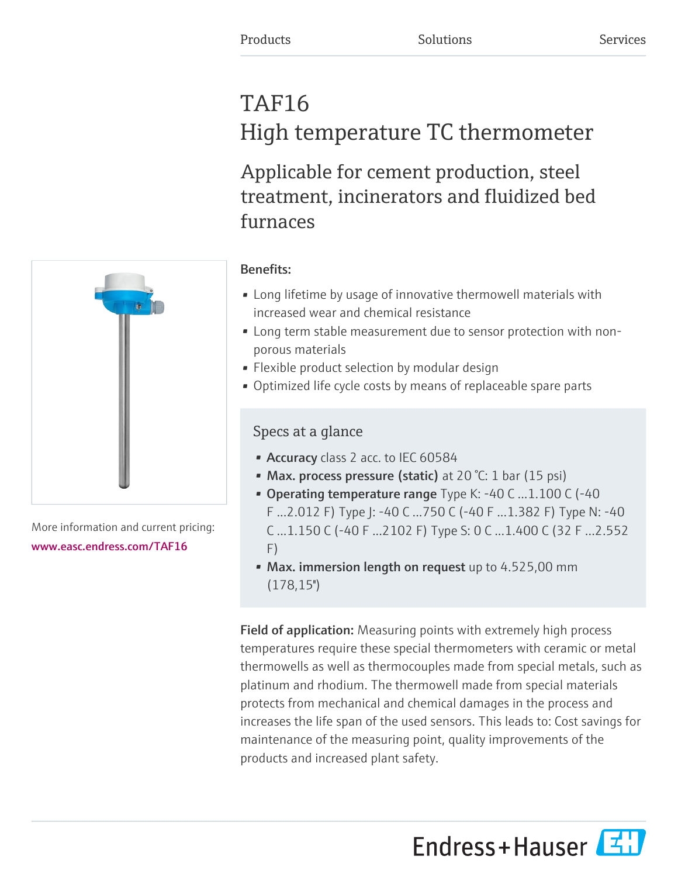Products Solutions Services

# TAF16
High temperature TC thermometer

## Applicable for cement production, steel treatment, incinerators and fluidized bed furnaces

More information and current pricing:
www.easc.endress.com/TAF16

**Benefits:**

- Long lifetime by usage of innovative thermowell materials with increased wear and chemical resistance
- Long term stable measurement due to sensor protection with non-porous materials
- Flexible product selection by modular design
- Optimized life cycle costs by means of replaceable spare parts

### Specs at a glance

- **Accuracy** class 2 acc. to IEC 60584
- **Max. process pressure (static)** at 20 °C: 1 bar (15 psi)
- **Operating temperature range** Type K: -40 C ...1.100 C (-40 F ...2.012 F) Type J: -40 C ...750 C (-40 F ...1.382 F) Type N: -40 C ...1.150 C (-40 F ...2102 F) Type S: 0 C ...1.400 C (32 F ...2.552 F)
- **Max. immersion length on request** up to 4.525,00 mm (178,15")

**Field of application:** Measuring points with extremely high process temperatures require these special thermometers with ceramic or metal thermowells as well as thermocouples made from special metals, such as platinum and rhodium. The thermowell made from special materials protects from mechanical and chemical damages in the process and increases the life span of the used sensors. This leads to: Cost savings for maintenance of the measuring point, quality improvements of the products and increased plant safety.

Endress+Hauser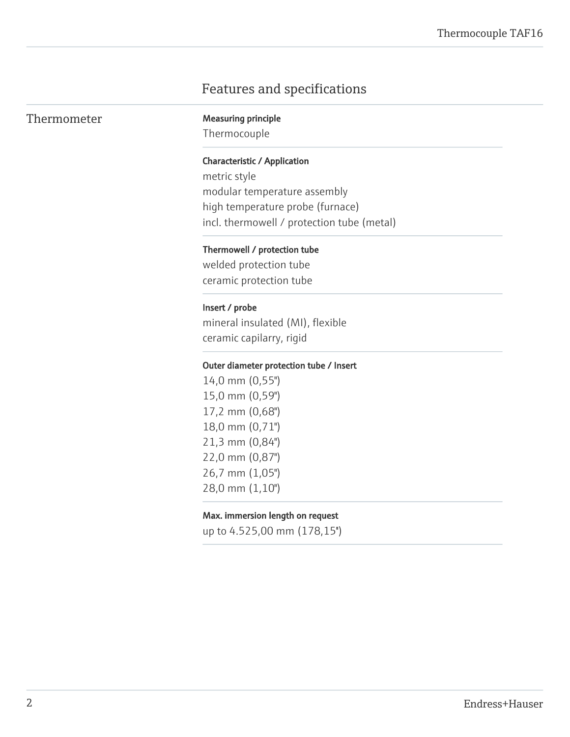## Features and specifications

### Thermometer

**Measuring principle**

Thermocouple

**Characteristic / Application**

metric style
modular temperature assembly
high temperature probe (furnace)
incl. thermowell / protection tube (metal)

**Thermowell / protection tube**

welded protection tube
ceramic protection tube

**Insert / probe**

mineral insulated (MI), flexible
ceramic capilarry, rigid

**Outer diameter protection tube / Insert**

14,0 mm (0,55")
15,0 mm (0,59")
17,2 mm (0,68")
18,0 mm (0,71")
21,3 mm (0,84")
22,0 mm (0,87")
26,7 mm (1,05")
28,0 mm (1,10")

**Max. immersion length on request**

up to 4.525,00 mm (178,15")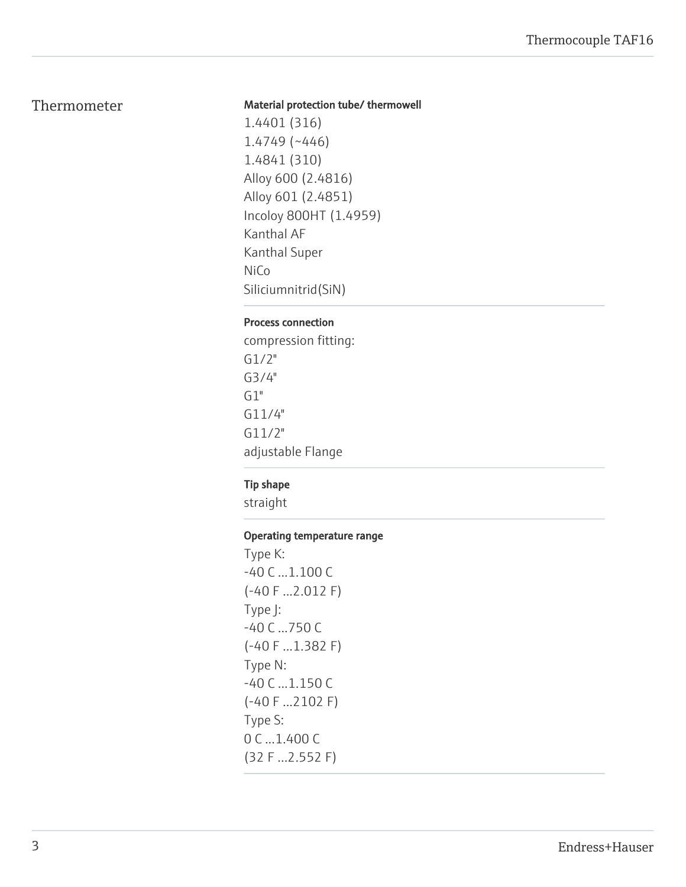## Thermometer

**Material protection tube/ thermowell**

1.4401 (316)
1.4749 (~446)
1.4841 (310)
Alloy 600 (2.4816)
Alloy 601 (2.4851)
Incoloy 800HT (1.4959)
Kanthal AF
Kanthal Super
NiCo
Siliciumnitrid(SiN)

**Process connection**

compression fitting:
G1/2"
G3/4"
G1"
G11/4"
G11/2"
adjustable Flange

**Tip shape**

straight

**Operating temperature range**

Type K:
-40 C ...1.100 C
(-40 F ...2.012 F)
Type J:
-40 C ...750 C
(-40 F ...1.382 F)
Type N:
-40 C ...1.150 C
(-40 F ...2102 F)
Type S:
0 C ...1.400 C
(32 F ...2.552 F)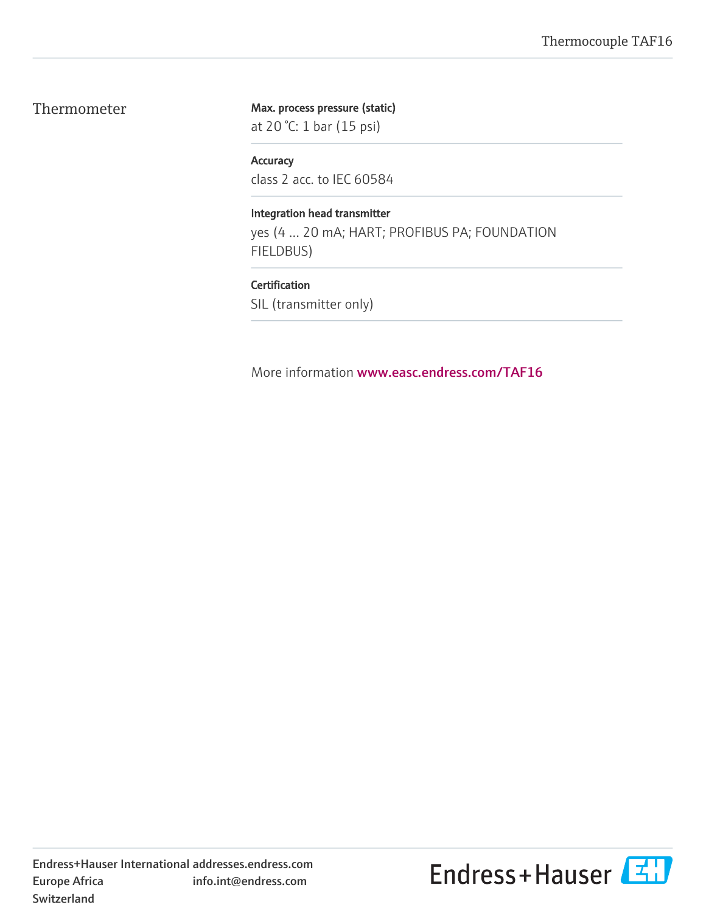## Thermometer

**Max. process pressure (static)**

at 20 °C: 1 bar (15 psi)

**Accuracy**

class 2 acc. to IEC 60584

**Integration head transmitter**

yes (4 ... 20 mA; HART; PROFIBUS PA; FOUNDATION FIELDBUS)

**Certification**

SIL (transmitter only)

More information **www.easc.endress.com/TAF16**

Endress+Hauser International addresses.endress.com
Europe Africa info.int@endress.com
Switzerland

Endress+Hauser